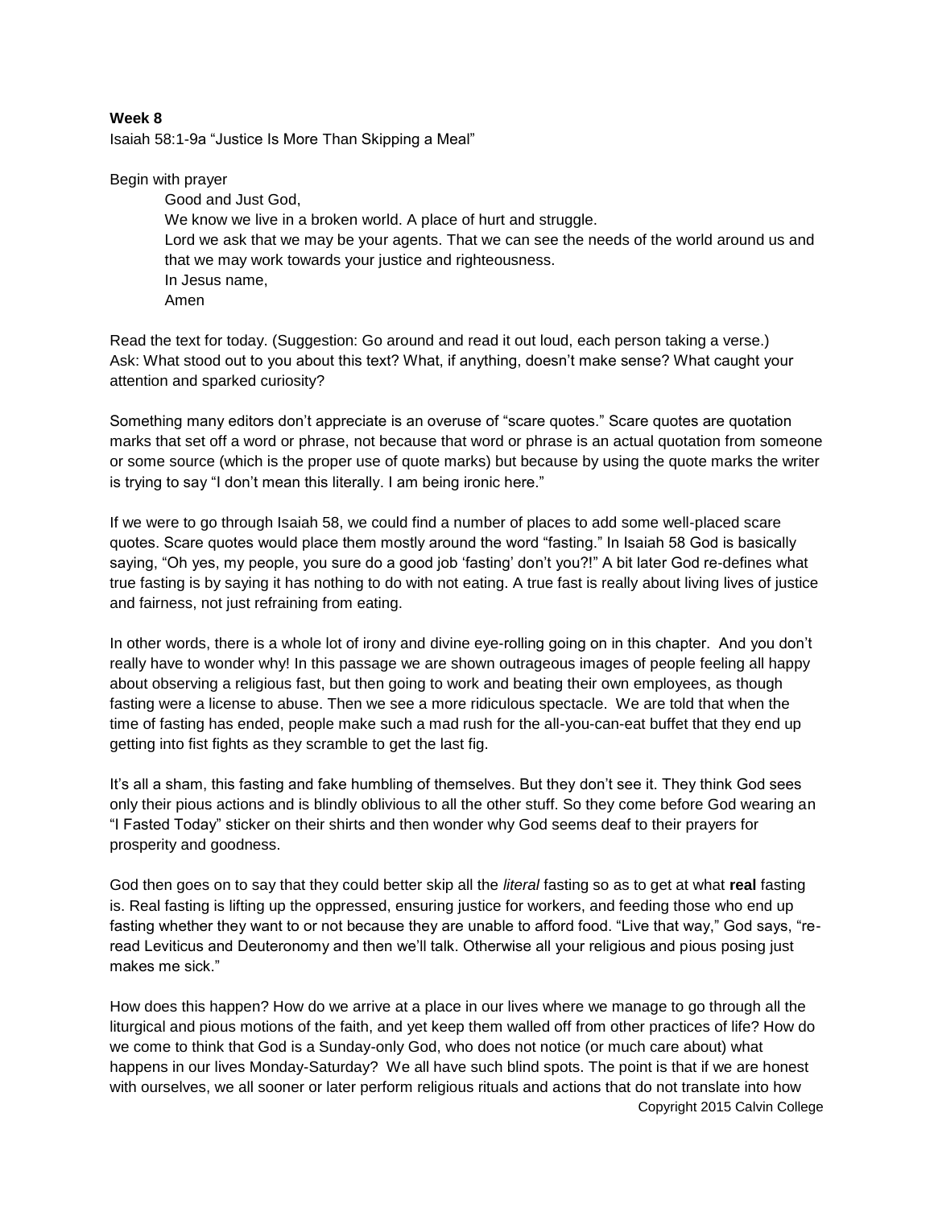**Week 8**

Isaiah 58:1-9a “Justice Is More Than Skipping a Meal”

Begin with prayer

> Good and Just God,
> We know we live in a broken world. A place of hurt and struggle.
> Lord we ask that we may be your agents. That we can see the needs of the world around us and that we may work towards your justice and righteousness.
> In Jesus name,
> Amen

Read the text for today. (Suggestion: Go around and read it out loud, each person taking a verse.)
Ask: What stood out to you about this text? What, if anything, doesn’t make sense? What caught your attention and sparked curiosity?

Something many editors don’t appreciate is an overuse of “scare quotes.” Scare quotes are quotation marks that set off a word or phrase, not because that word or phrase is an actual quotation from someone or some source (which is the proper use of quote marks) but because by using the quote marks the writer is trying to say “I don’t mean this literally. I am being ironic here.”

If we were to go through Isaiah 58, we could find a number of places to add some well-placed scare quotes. Scare quotes would place them mostly around the word “fasting.” In Isaiah 58 God is basically saying, “Oh yes, my people, you sure do a good job ‘fasting’ don’t you?!” A bit later God re-defines what true fasting is by saying it has nothing to do with not eating. A true fast is really about living lives of justice and fairness, not just refraining from eating.

In other words, there is a whole lot of irony and divine eye-rolling going on in this chapter. And you don’t really have to wonder why! In this passage we are shown outrageous images of people feeling all happy about observing a religious fast, but then going to work and beating their own employees, as though fasting were a license to abuse. Then we see a more ridiculous spectacle. We are told that when the time of fasting has ended, people make such a mad rush for the all-you-can-eat buffet that they end up getting into fist fights as they scramble to get the last fig.

It’s all a sham, this fasting and fake humbling of themselves. But they don’t see it. They think God sees only their pious actions and is blindly oblivious to all the other stuff. So they come before God wearing an “I Fasted Today” sticker on their shirts and then wonder why God seems deaf to their prayers for prosperity and goodness.

God then goes on to say that they could better skip all the *literal* fasting so as to get at what **real** fasting is. Real fasting is lifting up the oppressed, ensuring justice for workers, and feeding those who end up fasting whether they want to or not because they are unable to afford food. “Live that way,” God says, “re-read Leviticus and Deuteronomy and then we’ll talk. Otherwise all your religious and pious posing just makes me sick.”

How does this happen? How do we arrive at a place in our lives where we manage to go through all the liturgical and pious motions of the faith, and yet keep them walled off from other practices of life? How do we come to think that God is a Sunday-only God, who does not notice (or much care about) what happens in our lives Monday-Saturday? We all have such blind spots. The point is that if we are honest with ourselves, we all sooner or later perform religious rituals and actions that do not translate into how

Copyright 2015 Calvin College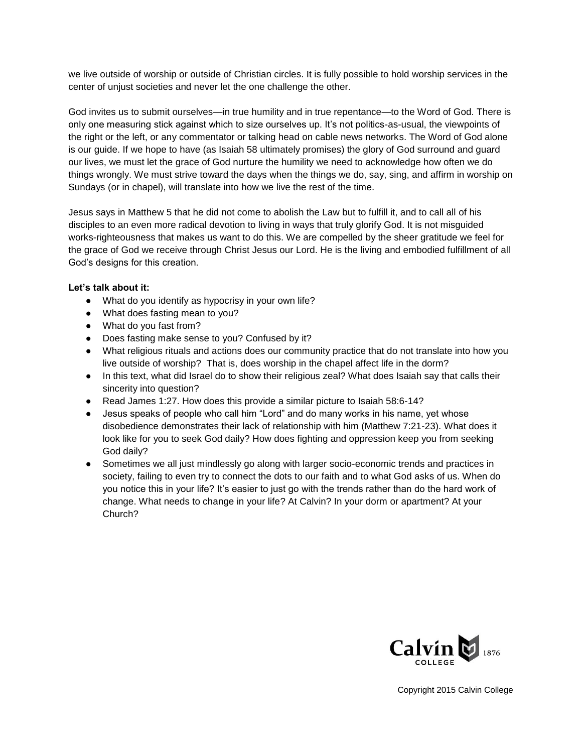we live outside of worship or outside of Christian circles. It is fully possible to hold worship services in the center of unjust societies and never let the one challenge the other.

God invites us to submit ourselves—in true humility and in true repentance—to the Word of God. There is only one measuring stick against which to size ourselves up. It's not politics-as-usual, the viewpoints of the right or the left, or any commentator or talking head on cable news networks. The Word of God alone is our guide. If we hope to have (as Isaiah 58 ultimately promises) the glory of God surround and guard our lives, we must let the grace of God nurture the humility we need to acknowledge how often we do things wrongly. We must strive toward the days when the things we do, say, sing, and affirm in worship on Sundays (or in chapel), will translate into how we live the rest of the time.

Jesus says in Matthew 5 that he did not come to abolish the Law but to fulfill it, and to call all of his disciples to an even more radical devotion to living in ways that truly glorify God. It is not misguided works-righteousness that makes us want to do this. We are compelled by the sheer gratitude we feel for the grace of God we receive through Christ Jesus our Lord. He is the living and embodied fulfillment of all God's designs for this creation.

**Let's talk about it:**

- What do you identify as hypocrisy in your own life?
- What does fasting mean to you?
- What do you fast from?
- Does fasting make sense to you? Confused by it?
- What religious rituals and actions does our community practice that do not translate into how you live outside of worship? That is, does worship in the chapel affect life in the dorm?
- In this text, what did Israel do to show their religious zeal? What does Isaiah say that calls their sincerity into question?
- Read James 1:27. How does this provide a similar picture to Isaiah 58:6-14?
- Jesus speaks of people who call him "Lord" and do many works in his name, yet whose disobedience demonstrates their lack of relationship with him (Matthew 7:21-23). What does it look like for you to seek God daily? How does fighting and oppression keep you from seeking God daily?
- Sometimes we all just mindlessly go along with larger socio-economic trends and practices in society, failing to even try to connect the dots to our faith and to what God asks of us. When do you notice this in your life? It's easier to just go with the trends rather than do the hard work of change. What needs to change in your life? At Calvin? In your dorm or apartment? At your Church?

Calvin College 1876

Copyright 2015 Calvin College